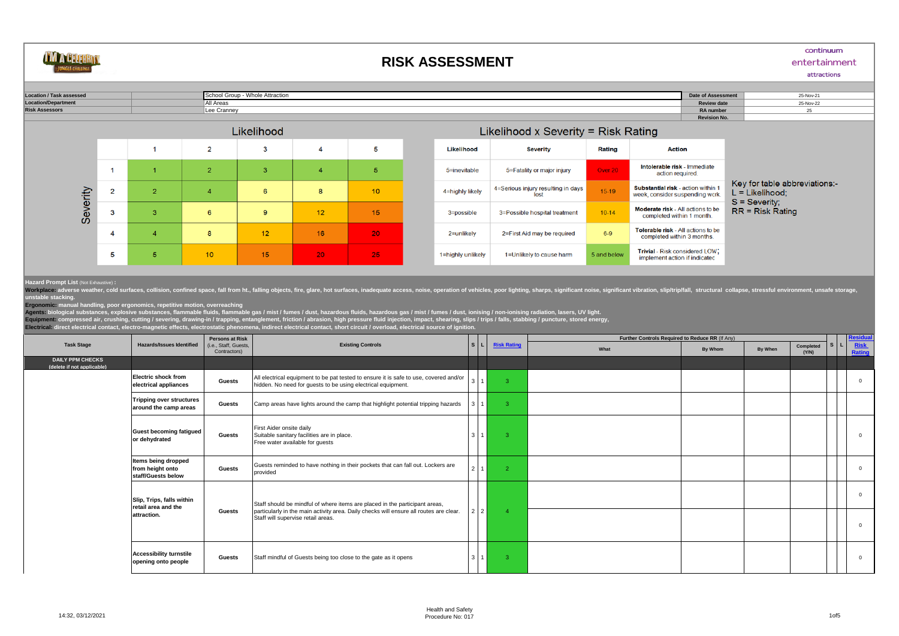# RISK ASSESSMENT

continuum entertainment attractions

| | | | |
|---|---|---|---|
| **Location / Task assessed** | School Group - Whole Attraction | **Date of Assessment** | 25-Nov-21 |
| **Location/Department** | All Areas | **Review date** | 25-Nov-22 |
| **Risk Assessors** | Lee Cranney | **RA number** | 25 |
| | | **Revision No.** | |

## Likelihood

| Severity | 1 | 2 | 3 | 4 | 5 |
|---|---|---|---|---|---|
| 1 | 1 | 2 | 3 | 4 | 5 |
| 2 | 2 | 4 | 6 | 8 | 10 |
| 3 | 3 | 6 | 9 | 12 | 15 |
| 4 | 4 | 8 | 12 | 16 | 20 |
| 5 | 5 | 10 | 15 | 20 | 25 |

## Likelihood x Severity = Risk Rating

| Likelihood | Severity | Rating | Action |
|---|---|---|---|
| 5=inevitable | 5=Fatality or major injury | Over 20 | **Intolerable risk** - Immediate action required. |
| 4=highly likely | 4=Serious injury resulting in days lost | 15-19 | **Substantial risk** - action within 1 week, consider suspending work. |
| 3=possible | 3=Possible hospital treatment | 10-14 | **Moderate risk** - All actions to be completed within 1 month. |
| 2=unlikely | 2=First Aid may be required | 6-9 | **Tolerable risk** - All actions to be completed within 3 months. |
| 1=highly unlikely | 1=Unlikely to cause harm | 5 and below | **Trivial** - Risk considered LOW; implement action if indicated |

Key for table abbreviations:-
L = Likelihood;
S = Severity;
RR = Risk Rating

**Hazard Prompt List** (Not Exhaustive) **:**

**Workplace:** adverse weather, cold surfaces, collision, confined space, fall from ht., falling objects, fire, glare, hot surfaces, inadequate access, noise, operation of vehicles, poor lighting, sharps, significant noise, significant vibration, slip/trip/fall, structural collapse, stressful environment, unsafe storage, unstable stacking.

**Ergonomic:** manual handling, poor ergonomics, repetitive motion, overreaching

**Agents:** biological substances, explosive substances, flammable fluids, flammable gas / mist / fumes / dust, hazardous fluids, hazardous gas / mist / fumes / dust, ionising / non-ionising radiation, lasers, UV light.

**Equipment:** compressed air, crushing, cutting / severing, drawing-in / trapping, entanglement, friction / abrasion, high pressure fluid injection, impact, shearing, slips / trips / falls, stabbing / puncture, stored energy,

**Electrical:** direct electrical contact, electro-magnetic effects, electrostatic phenomena, indirect electrical contact, short circuit / overload, electrical source of ignition.

| Task Stage | Hazards/Issues Identified | Persons at Risk (i.e., Staff, Guests, Contractors) | Existing Controls | S | L | Risk Rating | Further Controls Required to Reduce RR (If Any) - What | By Whom | By When | Completed (Y/N) | S | L | Residual Risk Rating |
|---|---|---|---|---|---|---|---|---|---|---|---|---|---|
| **DAILY PPM CHECKS** (delete if not applicable) | | | | | | | | | | | | | |
| | **Electric shock from electrical appliances** | **Guests** | All electrical equipment to be pat tested to ensure it is safe to use, covered and/or hidden. No need for guests to be using electrical equipment. | 3 | 1 | 3 | | | | | | | 0 |
| | **Tripping over structures around the camp areas** | **Guests** | Camp areas have lights around the camp that highlight potential tripping hazards | 3 | 1 | 3 | | | | | | | |
| | **Guest becoming fatigued or dehydrated** | **Guests** | First Aider onsite daily<br>Suitable sanitary facilities are in place.<br>Free water available for guests | 3 | 1 | 3 | | | | | | | 0 |
| | **Items being dropped from height onto staff/Guests below** | **Guests** | Guests reminded to have nothing in their pockets that can fall out. Lockers are provided | 2 | 1 | 2 | | | | | | | 0 |
| | **Slip, Trips, falls within retail area and the attraction.** | **Guests** | Staff should be mindful of where items are placed in the participant areas, particularly in the main activity area. Daily checks will ensure all routes are clear. Staff will supervise retail areas. | 2 | 2 | 4 | | | | | | | 0 |
| | | | | | | | | | | | | | 0 |
| | **Accessibility turnstile opening onto people** | **Guests** | Staff mindful of Guests being too close to the gate as it opens | 3 | 1 | 3 | | | | | | | 0 |

14:32, 03/12/2021

Health and Safety
Procedure No: 017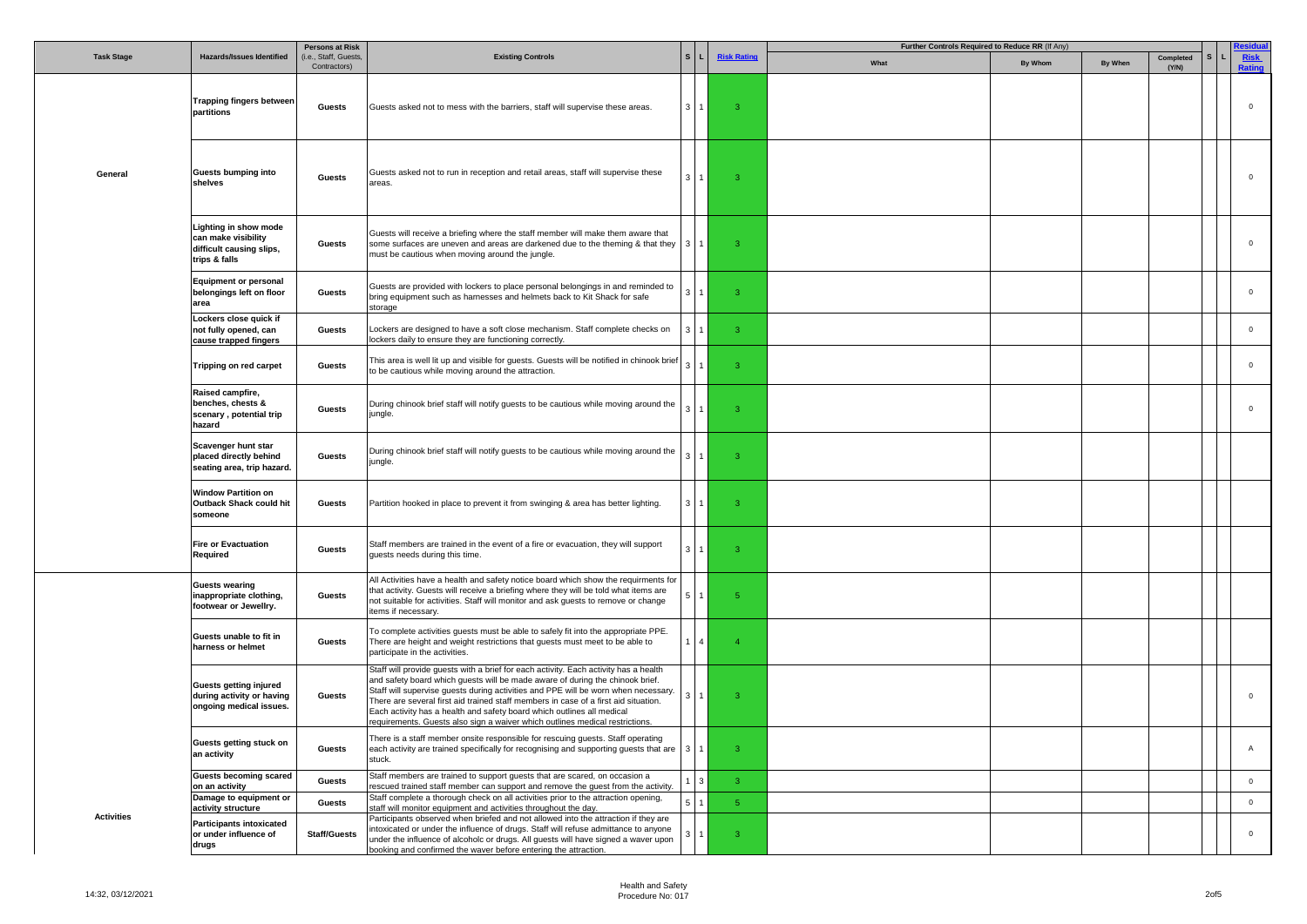| Task Stage | Hazards/Issues Identified | Persons at Risk (i.e., Staff, Guests, Contractors) | Existing Controls | S | L | Risk Rating | Further Controls Required to Reduce RR (If Any) | | | | | | Residual Risk Rating |
|---|---|---|---|---|---|---|---|---|---|---|---|---|---|
| | | | | | | | What | By Whom | By When | Completed (Y/N) | S | L | |
| General | Trapping fingers between partitions | Guests | Guests asked not to mess with the barriers, staff will supervise these areas. | 3 | 1 | 3 | | | | | | | 0 |
| | Guests bumping into shelves | Guests | Guests asked not to run in reception and retail areas, staff will supervise these areas. | 3 | 1 | 3 | | | | | | | 0 |
| | Lighting in show mode can make visibility difficult causing slips, trips & falls | Guests | Guests will receive a briefing where the staff member will make them aware that some surfaces are uneven and areas are darkened due to the theming & that they must be cautious when moving around the jungle. | 3 | 1 | 3 | | | | | | | 0 |
| | Equipment or personal belongings left on floor area | Guests | Guests are provided with lockers to place personal belongings in and reminded to bring equipment such as harnesses and helmets back to Kit Shack for safe storage | 3 | 1 | 3 | | | | | | | 0 |
| | Lockers close quick if not fully opened, can cause trapped fingers | Guests | Lockers are designed to have a soft close mechanism. Staff complete checks on lockers daily to ensure they are functioning correctly. | 3 | 1 | 3 | | | | | | | 0 |
| | Tripping on red carpet | Guests | This area is well lit up and visible for guests. Guests will be notified in chinook brief to be cautious while moving around the attraction. | 3 | 1 | 3 | | | | | | | 0 |
| | Raised campfire, benches, chests & scenary , potential trip hazard | Guests | During chinook brief staff will notify guests to be cautious while moving around the jungle. | 3 | 1 | 3 | | | | | | | 0 |
| | Scavenger hunt star placed directly behind seating area, trip hazard. | Guests | During chinook brief staff will notify guests to be cautious while moving around the jungle. | 3 | 1 | 3 | | | | | | | 0 |
| | Window Partition on Outback Shack could hit someone | Guests | Partition hooked in place to prevent it from swinging & area has better lighting. | 3 | 1 | 3 | | | | | | | |
| | Fire or Evacuation Required | Guests | Staff members are trained in the event of a fire or evacuation, they will support guests needs during this time. | 3 | 1 | 3 | | | | | | | |
| Activities | Guests wearing inappropriate clothing, footwear or Jewellry. | Guests | All Activities have a health and safety notice board which show the requirments for that activity. Guests will receive a briefing where they will be told what items are not suitable for activities. Staff will monitor and ask guests to remove or change items if necessary. | 5 | 1 | 5 | | | | | | | |
| | Guests unable to fit in harness or helmet | Guests | To complete activities guests must be able to safely fit into the appropriate PPE. There are height and weight restrictions that guests must meet to be able to participate in the activities. | 1 | 4 | 4 | | | | | | | |
| | Guests getting injured during activity or having ongoing medical issues. | Guests | Staff will provide guests with a brief for each activity. Each activity has a health and safety board which guests will be made aware of during the chinook brief. Staff will supervise guests during activities and PPE will be worn when necessary. There are several first aid trained staff members in case of a first aid situation. Each activity has a health and safety board which outlines all medical requirements. Guests also sign a waiver which outlines medical restrictions. | 3 | 1 | 3 | | | | | | | 0 |
| | Guests getting stuck on an activity | Guests | There is a staff member onsite responsible for rescuing guests. Staff operating each activity are trained specifically for recognising and supporting guests that are stuck. | 3 | 1 | 3 | | | | | | | A |
| | Guests becoming scared on an activity | Guests | Staff members are trained to support guests that are scared, on occasion a rescued trained staff member can support and remove the guest from the activity. | 1 | 3 | 3 | | | | | | | 0 |
| | Damage to equipment or activity structure | Guests | Staff complete a thorough check on all activities prior to the attraction opening, staff will monitor equipment and activities throughout the day. | 5 | 1 | 5 | | | | | | | 0 |
| | Participants intoxicated or under influence of drugs | Staff/Guests | Participants observed when briefed and not allowed into the attraction if they are intoxicated or under the influence of drugs. Staff will refuse admittance to anyone under the influence of alcoholc or drugs. All guests will have signed a waver upon booking and confirmed the waver before entering the attraction. | 3 | 1 | 3 | | | | | | | 0 |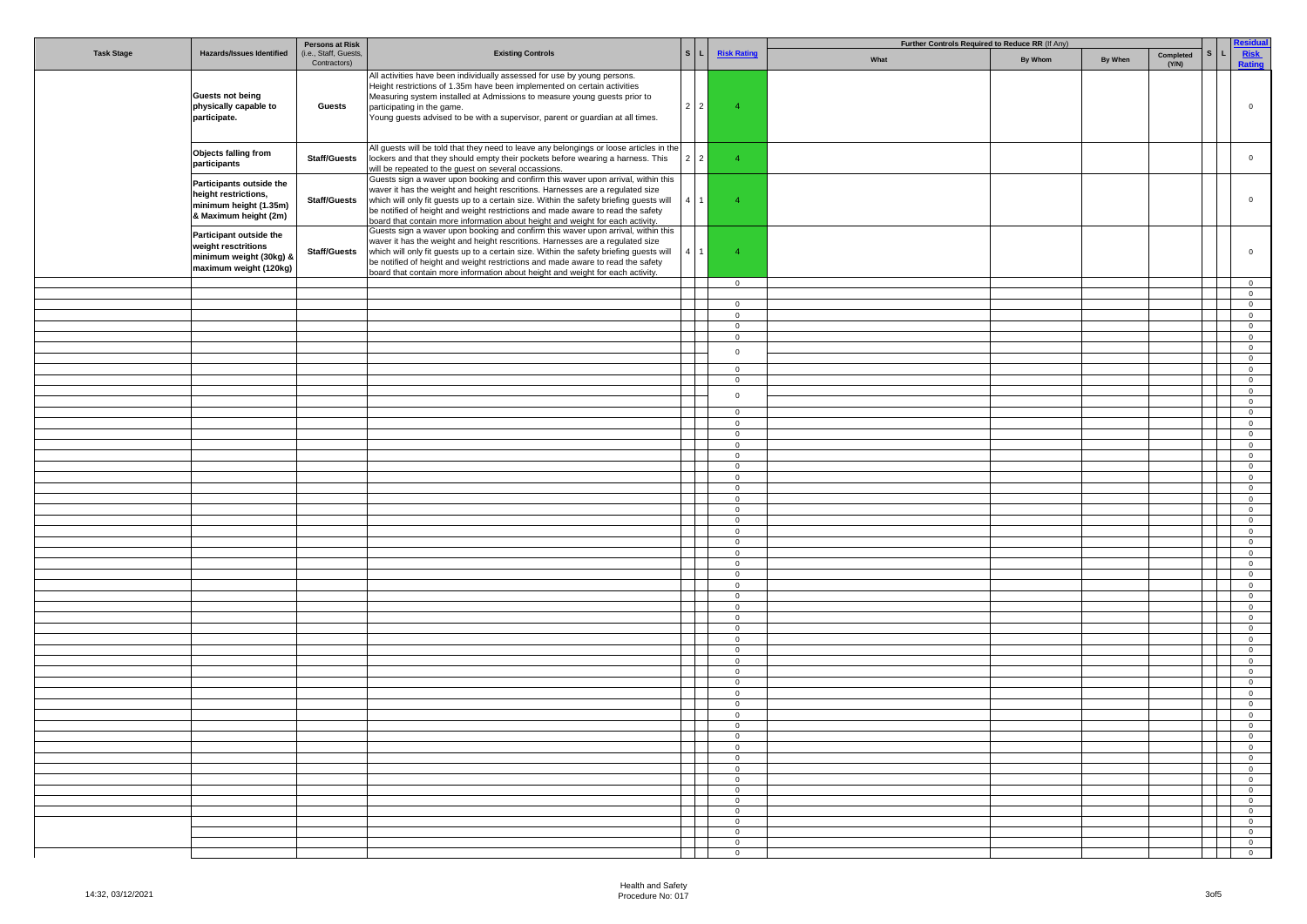| Task Stage | Hazards/Issues Identified | Persons at Risk (i.e., Staff, Guests, Contractors) | Existing Controls | S | L | Risk Rating | Further Controls Required to Reduce RR (If Any) What | By Whom | By When | Completed (Y/N) | S | L | Residual Risk Rating |
|---|---|---|---|---|---|---|---|---|---|---|---|---|---|
| | **Guests not being physically capable to participate.** | **Guests** | All activities have been individually assessed for use by young persons. Height restrictions of 1.35m have been implemented on certain activities Measuring system installed at Admissions to measure young guests prior to participating in the game. Young guests advised to be with a supervisor, parent or guardian at all times. | 2 | 2 | 4 | | | | | | | 0 |
| | **Objects falling from participants** | **Staff/Guests** | All guests will be told that they need to leave any belongings or loose articles in the lockers and that they should empty their pockets before wearing a harness. This will be repeated to the guest on several occassions. | 2 | 2 | 4 | | | | | | | 0 |
| | **Participants outside the height restrictions, minimum height (1.35m) & Maximum height (2m)** | **Staff/Guests** | Guests sign a waver upon booking and confirm this waver upon arrival, within this waver it has the weight and height rescritions. Harnesses are a regulated size which will only fit guests up to a certain size. Within the safety briefing guests will be notified of height and weight restrictions and made aware to read the safety board that contain more information about height and weight for each activity. | 4 | 1 | 4 | | | | | | | 0 |
| | **Participant outside the weight resctritions minimum weight (30kg) & maximum weight (120kg)** | **Staff/Guests** | Guests sign a waver upon booking and confirm this waver upon arrival, within this waver it has the weight and height rescritions. Harnesses are a regulated size which will only fit guests up to a certain size. Within the safety briefing guests will be notified of height and weight restrictions and made aware to read the safety board that contain more information about height and weight for each activity. | 4 | 1 | 4 | | | | | | | 0 |
| | | | | | | 0 | | | | | | | 0 |
| | | | | | | | | | | | | | 0 |
| | | | | | | 0 | | | | | | | 0 |
| | | | | | | 0 | | | | | | | 0 |
| | | | | | | 0 | | | | | | | 0 |
| | | | | | | 0 | | | | | | | 0 |
| | | | | | | 0 | | | | | | | 0 |
| | | | | | | | | | | | | | 0 |
| | | | | | | 0 | | | | | | | 0 |
| | | | | | | 0 | | | | | | | 0 |
| | | | | | | 0 | | | | | | | 0 |
| | | | | | | | | | | | | | 0 |
| | | | | | | 0 | | | | | | | 0 |
| | | | | | | 0 | | | | | | | 0 |
| | | | | | | 0 | | | | | | | 0 |
| | | | | | | 0 | | | | | | | 0 |
| | | | | | | 0 | | | | | | | 0 |
| | | | | | | 0 | | | | | | | 0 |
| | | | | | | 0 | | | | | | | 0 |
| | | | | | | 0 | | | | | | | 0 |
| | | | | | | 0 | | | | | | | 0 |
| | | | | | | 0 | | | | | | | 0 |
| | | | | | | 0 | | | | | | | 0 |
| | | | | | | 0 | | | | | | | 0 |
| | | | | | | 0 | | | | | | | 0 |
| | | | | | | 0 | | | | | | | 0 |
| | | | | | | 0 | | | | | | | 0 |
| | | | | | | 0 | | | | | | | 0 |
| | | | | | | 0 | | | | | | | 0 |
| | | | | | | 0 | | | | | | | 0 |
| | | | | | | 0 | | | | | | | 0 |
| | | | | | | 0 | | | | | | | 0 |
| | | | | | | 0 | | | | | | | 0 |
| | | | | | | 0 | | | | | | | 0 |
| | | | | | | 0 | | | | | | | 0 |
| | | | | | | 0 | | | | | | | 0 |
| | | | | | | 0 | | | | | | | 0 |
| | | | | | | 0 | | | | | | | 0 |
| | | | | | | 0 | | | | | | | 0 |
| | | | | | | 0 | | | | | | | 0 |
| | | | | | | 0 | | | | | | | 0 |
| | | | | | | 0 | | | | | | | 0 |
| | | | | | | 0 | | | | | | | 0 |
| | | | | | | 0 | | | | | | | 0 |
| | | | | | | 0 | | | | | | | 0 |
| | | | | | | 0 | | | | | | | 0 |
| | | | | | | 0 | | | | | | | 0 |
| | | | | | | 0 | | | | | | | 0 |
| | | | | | | 0 | | | | | | | 0 |
| | | | | | | 0 | | | | | | | 0 |

Health and Safety
Procedure No: 017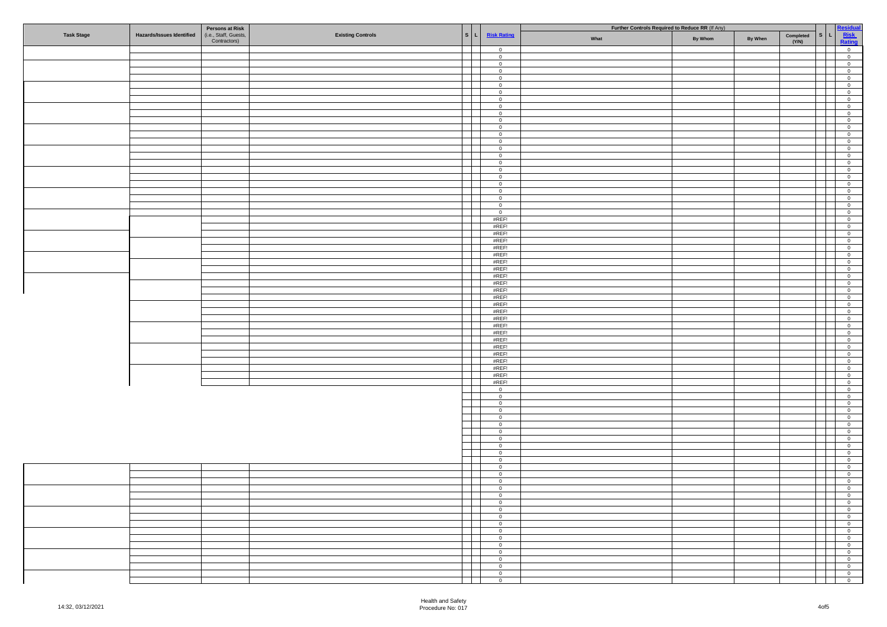| Task Stage | Hazards/Issues Identified | Persons at Risk (i.e., Staff, Guests, Contractors) | Existing Controls | S | L | Risk Rating | Further Controls Required to Reduce RR (If Any) | | | | S | L | Residual Risk Rating |
|---|---|---|---|---|---|---|---|---|---|---|---|---|---|
| | | | | | | | What | By Whom | By When | Completed (Y/N) | | | |
| | | | | | | 0 | | | | | | | 0 |
| | | | | | | 0 | | | | | | | 0 |
| | | | | | | 0 | | | | | | | 0 |
| | | | | | | 0 | | | | | | | 0 |
| | | | | | | 0 | | | | | | | 0 |
| | | | | | | 0 | | | | | | | 0 |
| | | | | | | 0 | | | | | | | 0 |
| | | | | | | 0 | | | | | | | 0 |
| | | | | | | 0 | | | | | | | 0 |
| | | | | | | 0 | | | | | | | 0 |
| | | | | | | 0 | | | | | | | 0 |
| | | | | | | 0 | | | | | | | 0 |
| | | | | | | 0 | | | | | | | 0 |
| | | | | | | 0 | | | | | | | 0 |
| | | | | | | 0 | | | | | | | 0 |
| | | | | | | 0 | | | | | | | 0 |
| | | | | | | 0 | | | | | | | 0 |
| | | | | | | 0 | | | | | | | 0 |
| | | | | | | 0 | | | | | | | 0 |
| | | | | | | 0 | | | | | | | 0 |
| | | | | | | 0 | | | | | | | 0 |
| | | | | | | 0 | | | | | | | 0 |
| | | | | | | 0 | | | | | | | 0 |
| | | | | | | 0 | | | | | | | 0 |
| | | | | | | #REF! | | | | | | | 0 |
| | | | | | | #REF! | | | | | | | 0 |
| | | | | | | #REF! | | | | | | | 0 |
| | | | | | | #REF! | | | | | | | 0 |
| | | | | | | #REF! | | | | | | | 0 |
| | | | | | | #REF! | | | | | | | 0 |
| | | | | | | #REF! | | | | | | | 0 |
| | | | | | | #REF! | | | | | | | 0 |
| | | | | | | #REF! | | | | | | | 0 |
| | | | | | | #REF! | | | | | | | 0 |
| | | | | | | #REF! | | | | | | | 0 |
| | | | | | | #REF! | | | | | | | 0 |
| | | | | | | #REF! | | | | | | | 0 |
| | | | | | | #REF! | | | | | | | 0 |
| | | | | | | #REF! | | | | | | | 0 |
| | | | | | | #REF! | | | | | | | 0 |
| | | | | | | #REF! | | | | | | | 0 |
| | | | | | | #REF! | | | | | | | 0 |
| | | | | | | #REF! | | | | | | | 0 |
| | | | | | | #REF! | | | | | | | 0 |
| | | | | | | #REF! | | | | | | | 0 |
| | | | | | | #REF! | | | | | | | 0 |
| | | | | | | #REF! | | | | | | | 0 |
| | | | | | | #REF! | | | | | | | 0 |
| | | | | | | 0 | | | | | | | 0 |
| | | | | | | 0 | | | | | | | 0 |
| | | | | | | 0 | | | | | | | 0 |
| | | | | | | 0 | | | | | | | 0 |
| | | | | | | 0 | | | | | | | 0 |
| | | | | | | 0 | | | | | | | 0 |
| | | | | | | 0 | | | | | | | 0 |
| | | | | | | 0 | | | | | | | 0 |
| | | | | | | 0 | | | | | | | 0 |
| | | | | | | 0 | | | | | | | 0 |
| | | | | | | 0 | | | | | | | 0 |
| | | | | | | 0 | | | | | | | 0 |
| | | | | | | 0 | | | | | | | 0 |
| | | | | | | 0 | | | | | | | 0 |
| | | | | | | 0 | | | | | | | 0 |
| | | | | | | 0 | | | | | | | 0 |
| | | | | | | 0 | | | | | | | 0 |
| | | | | | | 0 | | | | | | | 0 |
| | | | | | | 0 | | | | | | | 0 |
| | | | | | | 0 | | | | | | | 0 |
| | | | | | | 0 | | | | | | | 0 |
| | | | | | | 0 | | | | | | | 0 |
| | | | | | | 0 | | | | | | | 0 |
| | | | | | | 0 | | | | | | | 0 |
| | | | | | | 0 | | | | | | | 0 |
| | | | | | | 0 | | | | | | | 0 |
| | | | | | | 0 | | | | | | | 0 |
| | | | | | | 0 | | | | | | | 0 |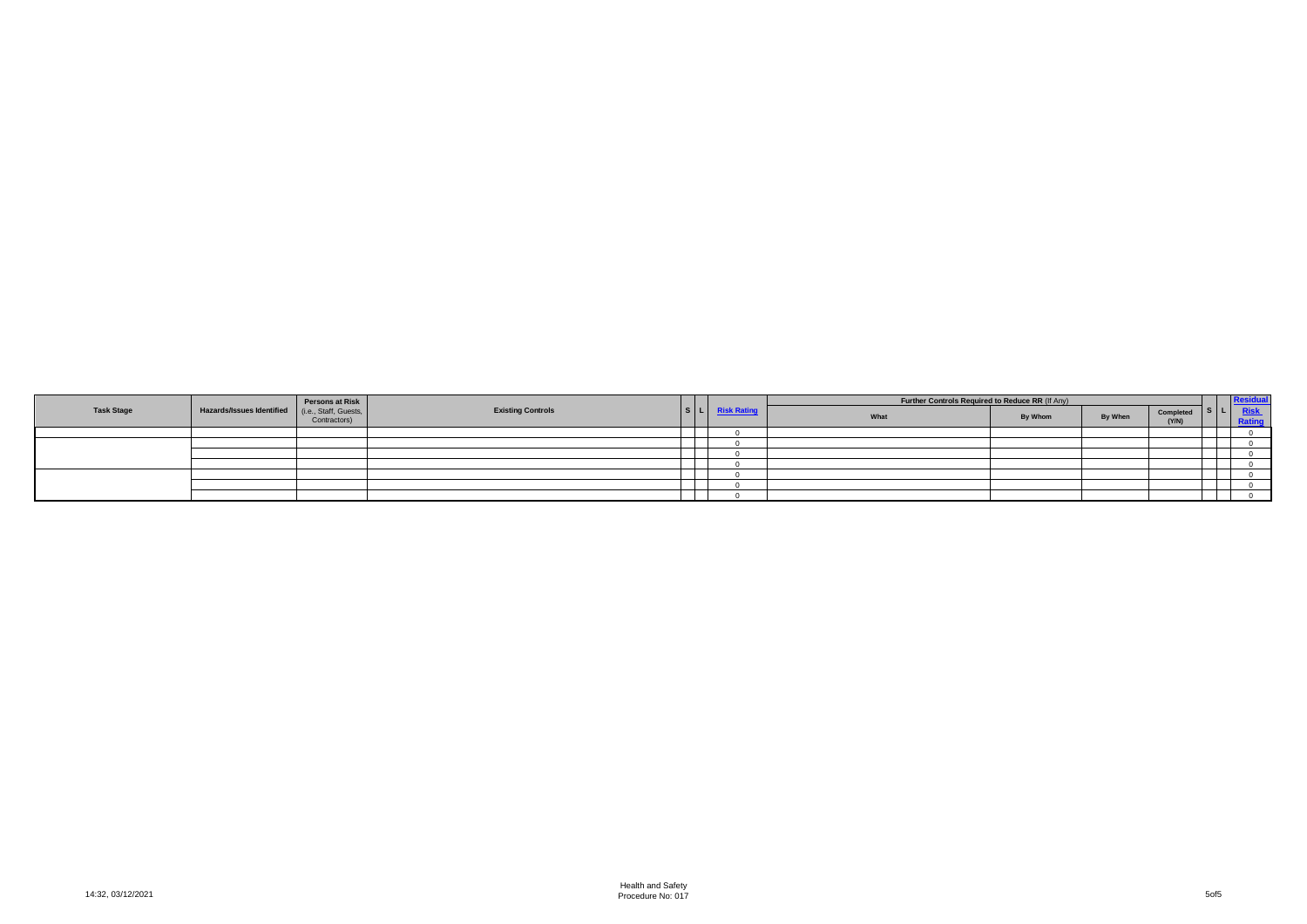| Task Stage | Hazards/Issues Identified | Persons at Risk (i.e., Staff, Guests, Contractors) | Existing Controls | S | L | Risk Rating | Further Controls Required to Reduce RR (If Any) | | | | S | L | Residual Risk Rating |
|---|---|---|---|---|---|---|---|---|---|---|---|---|---|
| | | | | | | | What | By Whom | By When | Completed (Y/N) | | | |
| | | | | | | 0 | | | | | | | 0 |
| | | | | | | 0 | | | | | | | 0 |
| | | | | | | 0 | | | | | | | 0 |
| | | | | | | 0 | | | | | | | 0 |
| | | | | | | 0 | | | | | | | 0 |
| | | | | | | 0 | | | | | | | 0 |
| | | | | | | 0 | | | | | | | 0 |